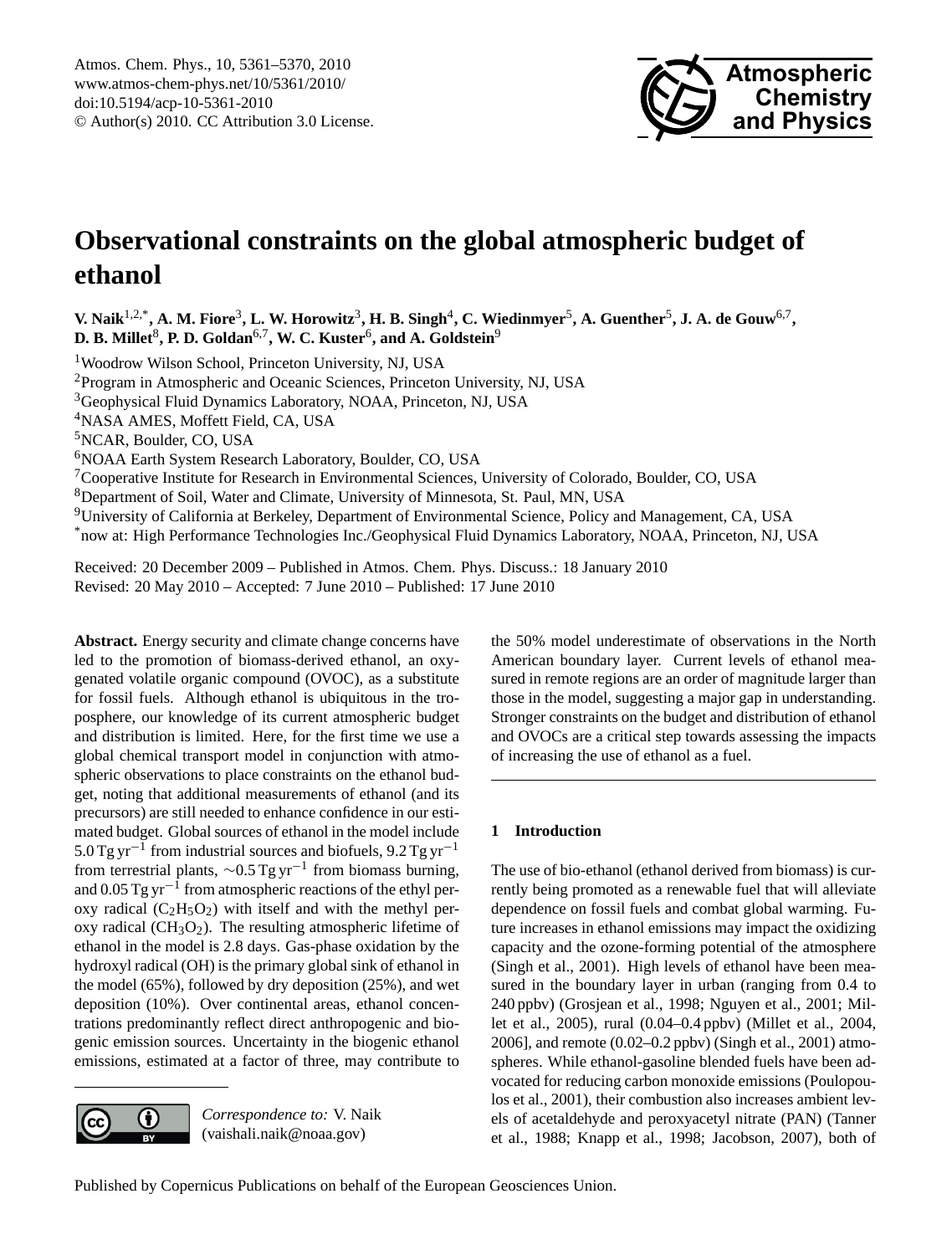# Observational constraints on the global atmospheric budget of ethanol

**V. Naik[1,2,*], A. M. Fiore[3], L. W. Horowitz[3], H. B. Singh[4], C. Wiedinmyer[5], A. Guenther[5], J. A. de Gouw[6,7], D. B. Millet[8], P. D. Goldan[6,7], W. C. Kuster[6], and A. Goldstein[9]**

[1]Woodrow Wilson School, Princeton University, NJ, USA
[2]Program in Atmospheric and Oceanic Sciences, Princeton University, NJ, USA
[3]Geophysical Fluid Dynamics Laboratory, NOAA, Princeton, NJ, USA
[4]NASA AMES, Moffett Field, CA, USA
[5]NCAR, Boulder, CO, USA
[6]NOAA Earth System Research Laboratory, Boulder, CO, USA
[7]Cooperative Institute for Research in Environmental Sciences, University of Colorado, Boulder, CO, USA
[8]Department of Soil, Water and Climate, University of Minnesota, St. Paul, MN, USA
[9]University of California at Berkeley, Department of Environmental Science, Policy and Management, CA, USA
[*]now at: High Performance Technologies Inc./Geophysical Fluid Dynamics Laboratory, NOAA, Princeton, NJ, USA

Received: 20 December 2009 – Published in Atmos. Chem. Phys. Discuss.: 18 January 2010
Revised: 20 May 2010 – Accepted: 7 June 2010 – Published: 17 June 2010

**Abstract.** Energy security and climate change concerns have led to the promotion of biomass-derived ethanol, an oxygenated volatile organic compound (OVOC), as a substitute for fossil fuels. Although ethanol is ubiquitous in the troposphere, our knowledge of its current atmospheric budget and distribution is limited. Here, for the first time we use a global chemical transport model in conjunction with atmospheric observations to place constraints on the ethanol budget, noting that additional measurements of ethanol (and its precursors) are still needed to enhance confidence in our estimated budget. Global sources of ethanol in the model include 5.0 Tg yr$^{-1}$ from industrial sources and biofuels, 9.2 Tg yr$^{-1}$ from terrestrial plants, ∼0.5 Tg yr$^{-1}$ from biomass burning, and 0.05 Tg yr$^{-1}$ from atmospheric reactions of the ethyl peroxy radical ($C_2H_5O_2$) with itself and with the methyl peroxy radical ($CH_3O_2$). The resulting atmospheric lifetime of ethanol in the model is 2.8 days. Gas-phase oxidation by the hydroxyl radical (OH) is the primary global sink of ethanol in the model (65%), followed by dry deposition (25%), and wet deposition (10%). Over continental areas, ethanol concentrations predominantly reflect direct anthropogenic and biogenic emission sources. Uncertainty in the biogenic ethanol emissions, estimated at a factor of three, may contribute to the 50% model underestimate of observations in the North American boundary layer. Current levels of ethanol measured in remote regions are an order of magnitude larger than those in the model, suggesting a major gap in understanding. Stronger constraints on the budget and distribution of ethanol and OVOCs are a critical step towards assessing the impacts of increasing the use of ethanol as a fuel.

*Correspondence to:* V. Naik
(vaishali.naik@noaa.gov)

## 1 Introduction

The use of bio-ethanol (ethanol derived from biomass) is currently being promoted as a renewable fuel that will alleviate dependence on fossil fuels and combat global warming. Future increases in ethanol emissions may impact the oxidizing capacity and the ozone-forming potential of the atmosphere (Singh et al., 2001). High levels of ethanol have been measured in the boundary layer in urban (ranging from 0.4 to 240 ppbv) (Grosjean et al., 1998; Nguyen et al., 2001; Millet et al., 2005), rural (0.04–0.4 ppbv) (Millet et al., 2004, 2006], and remote (0.02–0.2 ppbv) (Singh et al., 2001) atmospheres. While ethanol-gasoline blended fuels have been advocated for reducing carbon monoxide emissions (Poulopoulos et al., 2001), their combustion also increases ambient levels of acetaldehyde and peroxyacetyl nitrate (PAN) (Tanner et al., 1988; Knapp et al., 1998; Jacobson, 2007), both of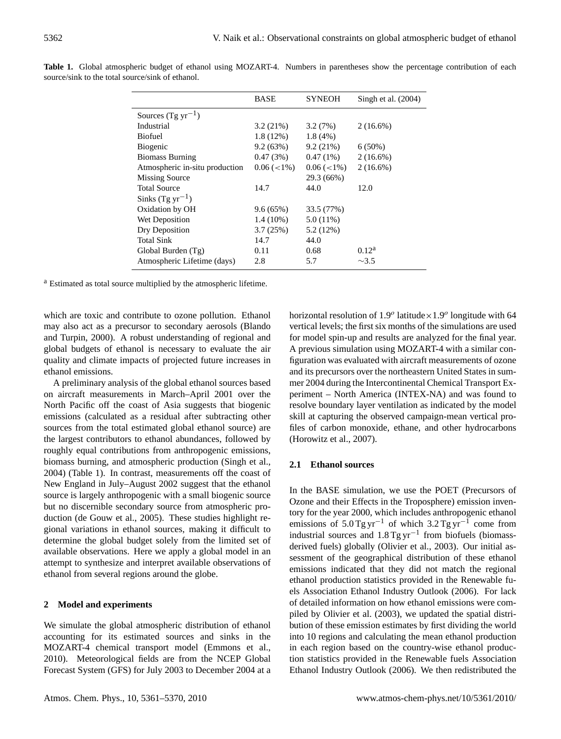**Table 1.** Global atmospheric budget of ethanol using MOZART-4. Numbers in parentheses show the percentage contribution of each source/sink to the total source/sink of ethanol.

| | BASE | SYNEOH | Singh et al. (2004) |
|---|---|---|---|
| Sources (Tg $yr^{-1}$) | | | |
| Industrial | 3.2 (21%) | 3.2 (7%) | 2 (16.6%) |
| Biofuel | 1.8 (12%) | 1.8 (4%) | |
| Biogenic | 9.2 (63%) | 9.2 (21%) | 6 (50%) |
| Biomass Burning | 0.47 (3%) | 0.47 (1%) | 2 (16.6%) |
| Atmospheric in-situ production | 0.06 (<1%) | 0.06 (<1%) | 2 (16.6%) |
| Missing Source | | 29.3 (66%) | |
| Total Source | 14.7 | 44.0 | 12.0 |
| Sinks (Tg $yr^{-1}$) | | | |
| Oxidation by OH | 9.6 (65%) | 33.5 (77%) | |
| Wet Deposition | 1.4 (10%) | 5.0 (11%) | |
| Dry Deposition | 3.7 (25%) | 5.2 (12%) | |
| Total Sink | 14.7 | 44.0 | |
| Global Burden (Tg) | 0.11 | 0.68 | 0.12[a] |
| Atmospheric Lifetime (days) | 2.8 | 5.7 | ~3.5 |

[a] Estimated as total source multiplied by the atmospheric lifetime.

which are toxic and contribute to ozone pollution. Ethanol may also act as a precursor to secondary aerosols (Blando and Turpin, 2000). A robust understanding of regional and global budgets of ethanol is necessary to evaluate the air quality and climate impacts of projected future increases in ethanol emissions.

A preliminary analysis of the global ethanol sources based on aircraft measurements in March–April 2001 over the North Pacific off the coast of Asia suggests that biogenic emissions (calculated as a residual after subtracting other sources from the total estimated global ethanol source) are the largest contributors to ethanol abundances, followed by roughly equal contributions from anthropogenic emissions, biomass burning, and atmospheric production (Singh et al., 2004) (Table 1). In contrast, measurements off the coast of New England in July–August 2002 suggest that the ethanol source is largely anthropogenic with a small biogenic source but no discernible secondary source from atmospheric production (de Gouw et al., 2005). These studies highlight regional variations in ethanol sources, making it difficult to determine the global budget solely from the limited set of available observations. Here we apply a global model in an attempt to synthesize and interpret available observations of ethanol from several regions around the globe.

## 2 Model and experiments

We simulate the global atmospheric distribution of ethanol accounting for its estimated sources and sinks in the MOZART-4 chemical transport model (Emmons et al., 2010). Meteorological fields are from the NCEP Global Forecast System (GFS) for July 2003 to December 2004 at a horizontal resolution of $1.9^o$ latitude $\times 1.9^o$ longitude with 64 vertical levels; the first six months of the simulations are used for model spin-up and results are analyzed for the final year. A previous simulation using MOZART-4 with a similar configuration was evaluated with aircraft measurements of ozone and its precursors over the northeastern United States in summer 2004 during the Intercontinental Chemical Transport Experiment – North America (INTEX-NA) and was found to resolve boundary layer ventilation as indicated by the model skill at capturing the observed campaign-mean vertical profiles of carbon monoxide, ethane, and other hydrocarbons (Horowitz et al., 2007).

### 2.1 Ethanol sources

In the BASE simulation, we use the POET (Precursors of Ozone and their Effects in the Troposphere) emission inventory for the year 2000, which includes anthropogenic ethanol emissions of 5.0 Tg $yr^{-1}$ of which 3.2 Tg $yr^{-1}$ come from industrial sources and 1.8 Tg $yr^{-1}$ from biofuels (biomass-derived fuels) globally (Olivier et al., 2003). Our initial assessment of the geographical distribution of these ethanol emissions indicated that they did not match the regional ethanol production statistics provided in the Renewable fuels Association Ethanol Industry Outlook (2006). For lack of detailed information on how ethanol emissions were compiled by Olivier et al. (2003), we updated the spatial distribution of these emission estimates by first dividing the world into 10 regions and calculating the mean ethanol production in each region based on the country-wise ethanol production statistics provided in the Renewable fuels Association Ethanol Industry Outlook (2006). We then redistributed the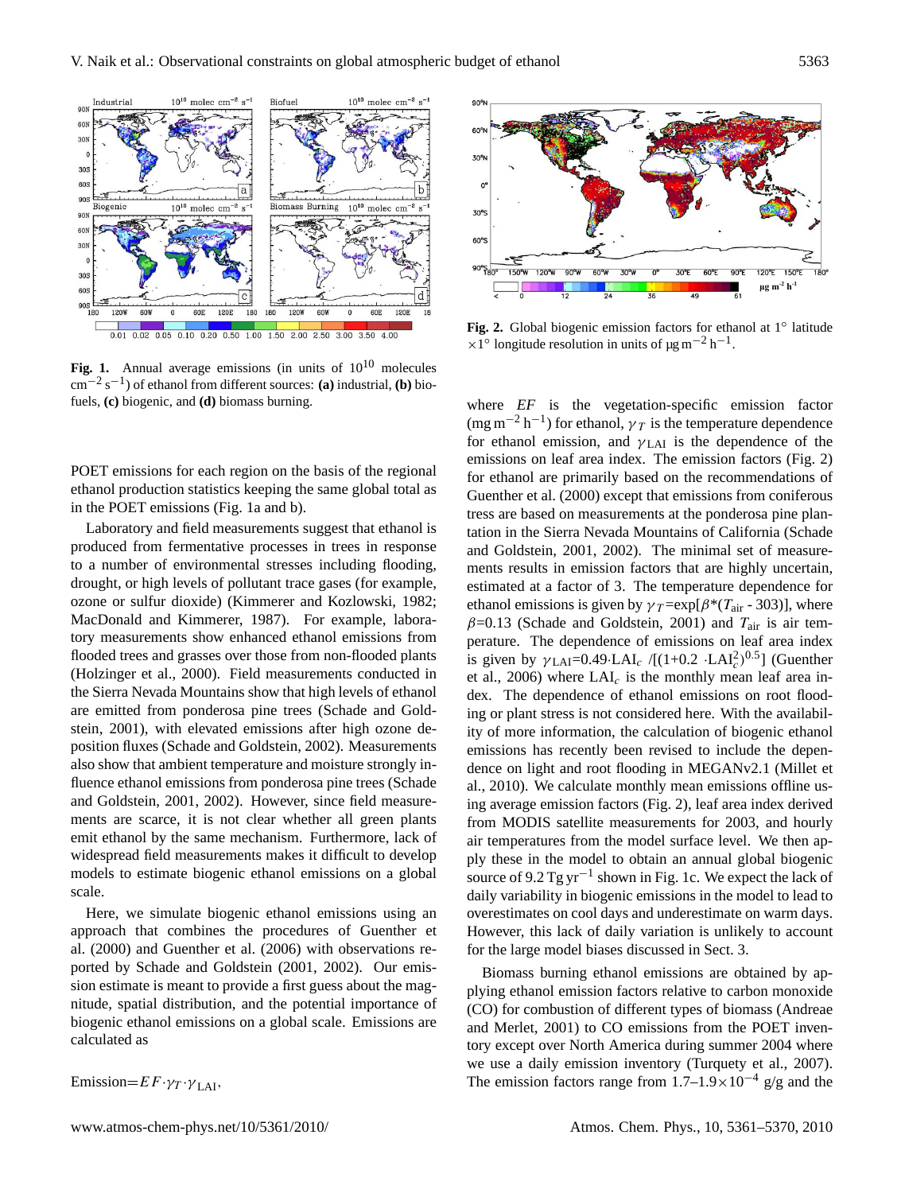**Fig. 1.** Annual average emissions (in units of $10^{10}$ molecules $cm^{-2}\,s^{-1}$) of ethanol from different sources: **(a)** industrial, **(b)** biofuels, **(c)** biogenic, and **(d)** biomass burning.

POET emissions for each region on the basis of the regional ethanol production statistics keeping the same global total as in the POET emissions (Fig. 1a and b).

Laboratory and field measurements suggest that ethanol is produced from fermentative processes in trees in response to a number of environmental stresses including flooding, drought, or high levels of pollutant trace gases (for example, ozone or sulfur dioxide) (Kimmerer and Kozlowski, 1982; MacDonald and Kimmerer, 1987). For example, laboratory measurements show enhanced ethanol emissions from flooded trees and grasses over those from non-flooded plants (Holzinger et al., 2000). Field measurements conducted in the Sierra Nevada Mountains show that high levels of ethanol are emitted from ponderosa pine trees (Schade and Goldstein, 2001), with elevated emissions after high ozone deposition fluxes (Schade and Goldstein, 2002). Measurements also show that ambient temperature and moisture strongly influence ethanol emissions from ponderosa pine trees (Schade and Goldstein, 2001, 2002). However, since field measurements are scarce, it is not clear whether all green plants emit ethanol by the same mechanism. Furthermore, lack of widespread field measurements makes it difficult to develop models to estimate biogenic ethanol emissions on a global scale.

Here, we simulate biogenic ethanol emissions using an approach that combines the procedures of Guenther et al. (2000) and Guenther et al. (2006) with observations reported by Schade and Goldstein (2001, 2002). Our emission estimate is meant to provide a first guess about the magnitude, spatial distribution, and the potential importance of biogenic ethanol emissions on a global scale. Emissions are calculated as

$$\text{Emission}=EF\cdot\gamma_T\cdot\gamma_{\text{LAI}},$$

**Fig. 2.** Global biogenic emission factors for ethanol at 1° latitude ×1° longitude resolution in units of $\mu g\,m^{-2}\,h^{-1}$.

where $EF$ is the vegetation-specific emission factor ($mg\,m^{-2}\,h^{-1}$) for ethanol, $\gamma_T$ is the temperature dependence for ethanol emission, and $\gamma_{\text{LAI}}$ is the dependence of the emissions on leaf area index. The emission factors (Fig. 2) for ethanol are primarily based on the recommendations of Guenther et al. (2000) except that emissions from coniferous tress are based on measurements at the ponderosa pine plantation in the Sierra Nevada Mountains of California (Schade and Goldstein, 2001, 2002). The minimal set of measurements results in emission factors that are highly uncertain, estimated at a factor of 3. The temperature dependence for ethanol emissions is given by $\gamma_T=\exp[\beta*(T_{\text{air}}-303)]$, where $\beta$=0.13 (Schade and Goldstein, 2001) and $T_{\text{air}}$ is air temperature. The dependence of emissions on leaf area index is given by $\gamma_{\text{LAI}}=0.49\cdot\text{LAI}_c/[(1+0.2\cdot\text{LAI}_c^2)^{0.5}]$ (Guenther et al., 2006) where $\text{LAI}_c$ is the monthly mean leaf area index. The dependence of ethanol emissions on root flooding or plant stress is not considered here. With the availability of more information, the calculation of biogenic ethanol emissions has recently been revised to include the dependence on light and root flooding in MEGANv2.1 (Millet et al., 2010). We calculate monthly mean emissions offline using average emission factors (Fig. 2), leaf area index derived from MODIS satellite measurements for 2003, and hourly air temperatures from the model surface level. We then apply these in the model to obtain an annual global biogenic source of 9.2 $Tg\,yr^{-1}$ shown in Fig. 1c. We expect the lack of daily variability in biogenic emissions in the model to lead to overestimates on cool days and underestimate on warm days. However, this lack of daily variation is unlikely to account for the large model biases discussed in Sect. 3.

Biomass burning ethanol emissions are obtained by applying ethanol emission factors relative to carbon monoxide (CO) for combustion of different types of biomass (Andreae and Merlet, 2001) to CO emissions from the POET inventory except over North America during summer 2004 where we use a daily emission inventory (Turquety et al., 2007). The emission factors range from $1.7–1.9\times10^{-4}$ g/g and the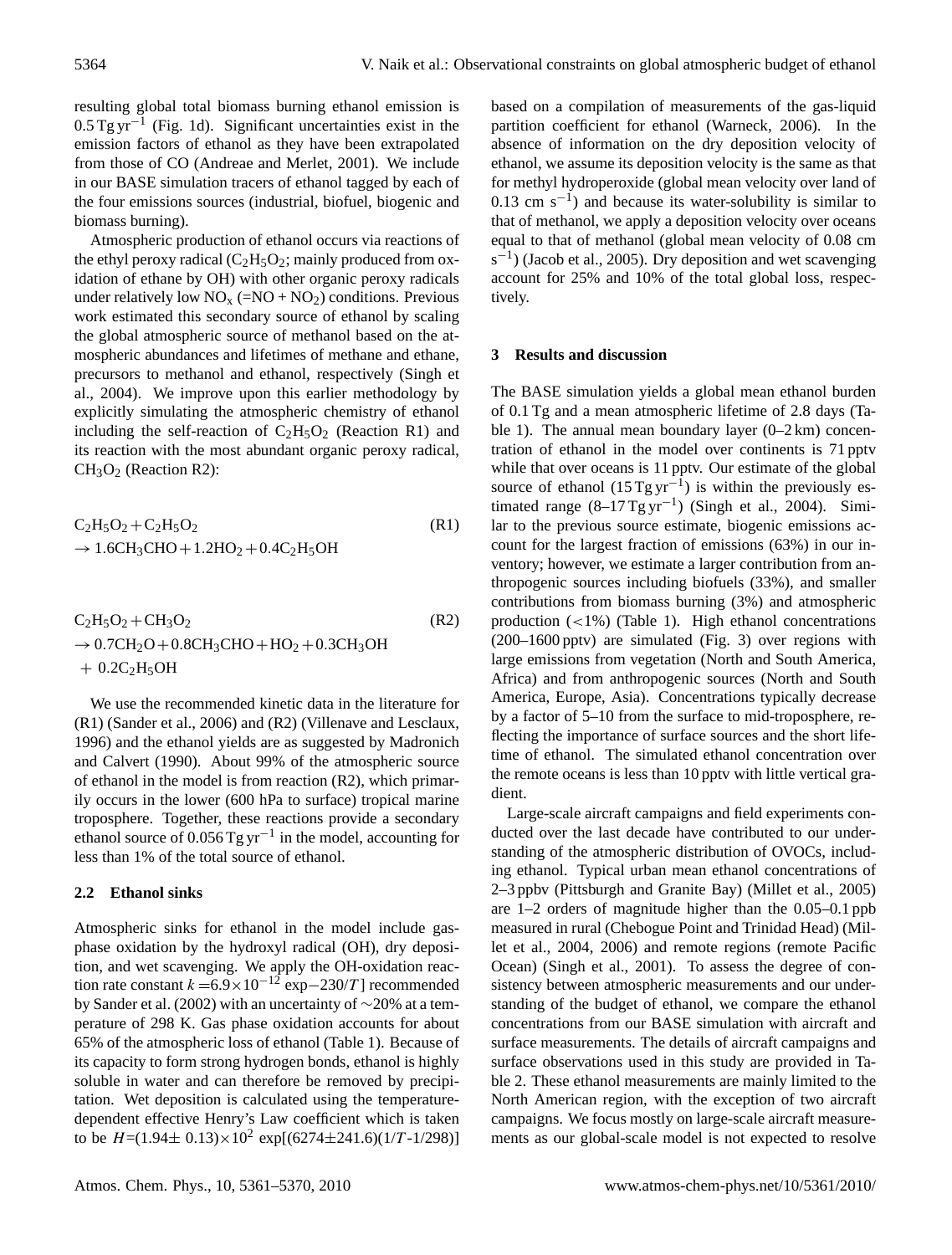resulting global total biomass burning ethanol emission is $0.5\,\mathrm{Tg\,yr^{-1}}$ (Fig. 1d). Significant uncertainties exist in the emission factors of ethanol as they have been extrapolated from those of CO (Andreae and Merlet, 2001). We include in our BASE simulation tracers of ethanol tagged by each of the four emissions sources (industrial, biofuel, biogenic and biomass burning).

Atmospheric production of ethanol occurs via reactions of the ethyl peroxy radical ($C_2H_5O_2$; mainly produced from oxidation of ethane by OH) with other organic peroxy radicals under relatively low $NO_x$ (=NO + $NO_2$) conditions. Previous work estimated this secondary source of ethanol by scaling the global atmospheric source of methanol based on the atmospheric abundances and lifetimes of methane and ethane, precursors to methanol and ethanol, respectively (Singh et al., 2004). We improve upon this earlier methodology by explicitly simulating the atmospheric chemistry of ethanol including the self-reaction of $C_2H_5O_2$ (Reaction R1) and its reaction with the most abundant organic peroxy radical, $CH_3O_2$ (Reaction R2):

$$C_2H_5O_2 + C_2H_5O_2 \rightarrow 1.6CH_3CHO + 1.2HO_2 + 0.4C_2H_5OH \quad \text{(R1)}$$

$$C_2H_5O_2 + CH_3O_2 \rightarrow 0.7CH_2O + 0.8CH_3CHO + HO_2 + 0.3CH_3OH + 0.2C_2H_5OH \quad \text{(R2)}$$

We use the recommended kinetic data in the literature for (R1) (Sander et al., 2006) and (R2) (Villenave and Lesclaux, 1996) and the ethanol yields are as suggested by Madronich and Calvert (1990). About 99% of the atmospheric source of ethanol in the model is from reaction (R2), which primarily occurs in the lower (600 hPa to surface) tropical marine troposphere. Together, these reactions provide a secondary ethanol source of $0.056\,\mathrm{Tg\,yr^{-1}}$ in the model, accounting for less than 1% of the total source of ethanol.

### 2.2 Ethanol sinks

Atmospheric sinks for ethanol in the model include gas-phase oxidation by the hydroxyl radical (OH), dry deposition, and wet scavenging. We apply the OH-oxidation reaction rate constant $k = 6.9\times10^{-12}\exp{-230/T}$] recommended by Sander et al. (2002) with an uncertainty of $\sim$20% at a temperature of 298 K. Gas phase oxidation accounts for about 65% of the atmospheric loss of ethanol (Table 1). Because of its capacity to form strong hydrogen bonds, ethanol is highly soluble in water and can therefore be removed by precipitation. Wet deposition is calculated using the temperature-dependent effective Henry's Law coefficient which is taken to be $H=(1.94\pm0.13)\times10^2\exp[(6274\pm241.6)(1/T\text{-}1/298)]$ based on a compilation of measurements of the gas-liquid partition coefficient for ethanol (Warneck, 2006). In the absence of information on the dry deposition velocity of ethanol, we assume its deposition velocity is the same as that for methyl hydroperoxide (global mean velocity over land of 0.13 cm $\mathrm{s^{-1}}$) and because its water-solubility is similar to that of methanol, we apply a deposition velocity over oceans equal to that of methanol (global mean velocity of 0.08 cm $\mathrm{s^{-1}}$) (Jacob et al., 2005). Dry deposition and wet scavenging account for 25% and 10% of the total global loss, respectively.

## 3 Results and discussion

The BASE simulation yields a global mean ethanol burden of 0.1 Tg and a mean atmospheric lifetime of 2.8 days (Table 1). The annual mean boundary layer (0–2 km) concentration of ethanol in the model over continents is 71 pptv while that over oceans is 11 pptv. Our estimate of the global source of ethanol ($15\,\mathrm{Tg\,yr^{-1}}$) is within the previously estimated range ($8\text{–}17\,\mathrm{Tg\,yr^{-1}}$) (Singh et al., 2004). Similar to the previous source estimate, biogenic emissions account for the largest fraction of emissions (63%) in our inventory; however, we estimate a larger contribution from anthropogenic sources including biofuels (33%), and smaller contributions from biomass burning (3%) and atmospheric production (<1%) (Table 1). High ethanol concentrations (200–1600 pptv) are simulated (Fig. 3) over regions with large emissions from vegetation (North and South America, Africa) and from anthropogenic sources (North and South America, Europe, Asia). Concentrations typically decrease by a factor of 5–10 from the surface to mid-troposphere, reflecting the importance of surface sources and the short lifetime of ethanol. The simulated ethanol concentration over the remote oceans is less than 10 pptv with little vertical gradient.

Large-scale aircraft campaigns and field experiments conducted over the last decade have contributed to our understanding of the atmospheric distribution of OVOCs, including ethanol. Typical urban mean ethanol concentrations of 2–3 ppbv (Pittsburgh and Granite Bay) (Millet et al., 2005) are 1–2 orders of magnitude higher than the 0.05–0.1 ppb measured in rural (Chebogue Point and Trinidad Head) (Millet et al., 2004, 2006) and remote regions (remote Pacific Ocean) (Singh et al., 2001). To assess the degree of consistency between atmospheric measurements and our understanding of the budget of ethanol, we compare the ethanol concentrations from our BASE simulation with aircraft and surface measurements. The details of aircraft campaigns and surface observations used in this study are provided in Table 2. These ethanol measurements are mainly limited to the North American region, with the exception of two aircraft campaigns. We focus mostly on large-scale aircraft measurements as our global-scale model is not expected to resolve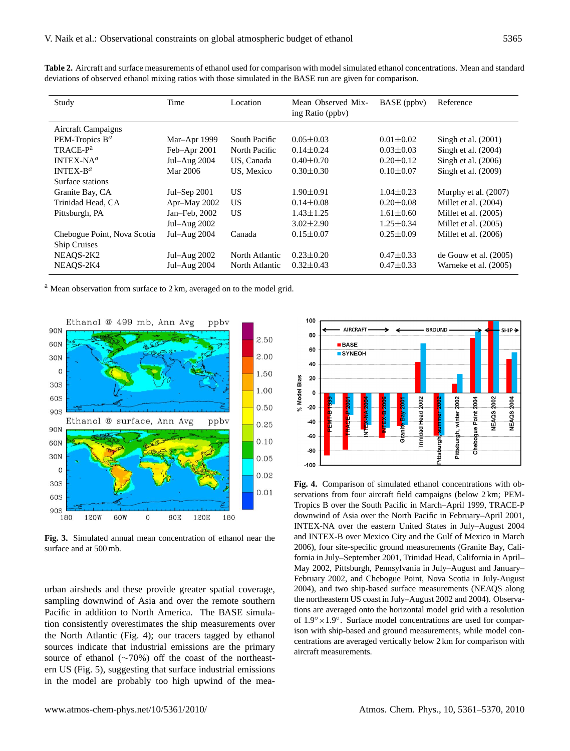**Table 2.** Aircraft and surface measurements of ethanol used for comparison with model simulated ethanol concentrations. Mean and standard deviations of observed ethanol mixing ratios with those simulated in the BASE run are given for comparison.

| Study | Time | Location | Mean Observed Mixing Ratio (ppbv) | BASE (ppbv) | Reference |
|---|---|---|---|---|---|
| Aircraft Campaigns | | | | | |
| PEM-Tropics B[a] | Mar–Apr 1999 | South Pacific | 0.05±0.03 | 0.01±0.02 | Singh et al. (2001) |
| TRACE-P[a] | Feb–Apr 2001 | North Pacific | 0.14±0.24 | 0.03±0.03 | Singh et al. (2004) |
| INTEX-NA[a] | Jul–Aug 2004 | US, Canada | 0.40±0.70 | 0.20±0.12 | Singh et al. (2006) |
| INTEX-B[a] | Mar 2006 | US, Mexico | 0.30±0.30 | 0.10±0.07 | Singh et al. (2009) |
| Surface stations | | | | | |
| Granite Bay, CA | Jul–Sep 2001 | US | 1.90±0.91 | 1.04±0.23 | Murphy et al. (2007) |
| Trinidad Head, CA | Apr–May 2002 | US | 0.14±0.08 | 0.20±0.08 | Millet et al. (2004) |
| Pittsburgh, PA | Jan–Feb, 2002 | US | 1.43±1.25 | 1.61±0.60 | Millet et al. (2005) |
| | Jul–Aug 2002 | | 3.02±2.90 | 1.25±0.34 | Millet et al. (2005) |
| Chebogue Point, Nova Scotia | Jul–Aug 2004 | Canada | 0.15±0.07 | 0.25±0.09 | Millet et al. (2006) |
| Ship Cruises | | | | | |
| NEAQS-2K2 | Jul–Aug 2002 | North Atlantic | 0.23±0.20 | 0.47±0.33 | de Gouw et al. (2005) |
| NEAQS-2K4 | Jul–Aug 2004 | North Atlantic | 0.32±0.43 | 0.47±0.33 | Warneke et al. (2005) |

[a] Mean observation from surface to 2 km, averaged on to the model grid.

**Fig. 3.** Simulated annual mean concentration of ethanol near the surface and at 500 mb.

**Fig. 4.** Comparison of simulated ethanol concentrations with observations from four aircraft field campaigns (below 2 km; PEM-Tropics B over the South Pacific in March–April 1999, TRACE-P downwind of Asia over the North Pacific in February–April 2001, INTEX-NA over the eastern United States in July–August 2004 and INTEX-B over Mexico City and the Gulf of Mexico in March 2006), four site-specific ground measurements (Granite Bay, California in July–September 2001, Trinidad Head, California in April–May 2002, Pittsburgh, Pennsylvania in July–August and January–February 2002, and Chebogue Point, Nova Scotia in July-August 2004), and two ship-based surface measurements (NEAQS along the northeastern US coast in July–August 2002 and 2004). Observations are averaged onto the horizontal model grid with a resolution of 1.9°×1.9°. Surface model concentrations are used for comparison with ship-based and ground measurements, while model concentrations are averaged vertically below 2 km for comparison with aircraft measurements.

urban airsheds and these provide greater spatial coverage, sampling downwind of Asia and over the remote southern Pacific in addition to North America. The BASE simulation consistently overestimates the ship measurements over the North Atlantic (Fig. 4); our tracers tagged by ethanol sources indicate that industrial emissions are the primary source of ethanol (∼70%) off the coast of the northeastern US (Fig. 5), suggesting that surface industrial emissions in the model are probably too high upwind of the mea-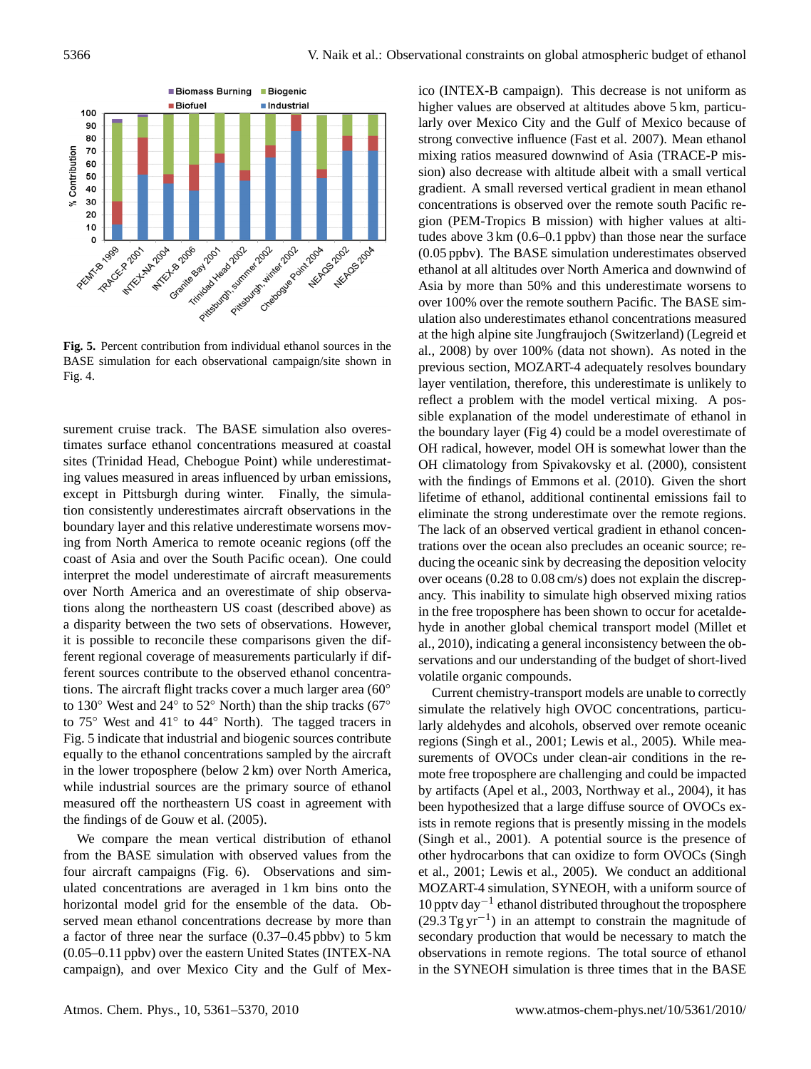**Fig. 5.** Percent contribution from individual ethanol sources in the BASE simulation for each observational campaign/site shown in Fig. 4.

surement cruise track. The BASE simulation also overestimates surface ethanol concentrations measured at coastal sites (Trinidad Head, Chebogue Point) while underestimating values measured in areas influenced by urban emissions, except in Pittsburgh during winter. Finally, the simulation consistently underestimates aircraft observations in the boundary layer and this relative underestimate worsens moving from North America to remote oceanic regions (off the coast of Asia and over the South Pacific ocean). One could interpret the model underestimate of aircraft measurements over North America and an overestimate of ship observations along the northeastern US coast (described above) as a disparity between the two sets of observations. However, it is possible to reconcile these comparisons given the different regional coverage of measurements particularly if different sources contribute to the observed ethanol concentrations. The aircraft flight tracks cover a much larger area (60° to 130° West and 24° to 52° North) than the ship tracks (67° to 75° West and 41° to 44° North). The tagged tracers in Fig. 5 indicate that industrial and biogenic sources contribute equally to the ethanol concentrations sampled by the aircraft in the lower troposphere (below 2 km) over North America, while industrial sources are the primary source of ethanol measured off the northeastern US coast in agreement with the findings of de Gouw et al. (2005).

We compare the mean vertical distribution of ethanol from the BASE simulation with observed values from the four aircraft campaigns (Fig. 6). Observations and simulated concentrations are averaged in 1 km bins onto the horizontal model grid for the ensemble of the data. Observed mean ethanol concentrations decrease by more than a factor of three near the surface (0.37–0.45 pbbv) to 5 km (0.05–0.11 ppbv) over the eastern United States (INTEX-NA campaign), and over Mexico City and the Gulf of Mexico (INTEX-B campaign). This decrease is not uniform as higher values are observed at altitudes above 5 km, particularly over Mexico City and the Gulf of Mexico because of strong convective influence (Fast et al. 2007). Mean ethanol mixing ratios measured downwind of Asia (TRACE-P mission) also decrease with altitude albeit with a small vertical gradient. A small reversed vertical gradient in mean ethanol concentrations is observed over the remote south Pacific region (PEM-Tropics B mission) with higher values at altitudes above 3 km (0.6–0.1 ppbv) than those near the surface (0.05 ppbv). The BASE simulation underestimates observed ethanol at all altitudes over North America and downwind of Asia by more than 50% and this underestimate worsens to over 100% over the remote southern Pacific. The BASE simulation also underestimates ethanol concentrations measured at the high alpine site Jungfraujoch (Switzerland) (Legreid et al., 2008) by over 100% (data not shown). As noted in the previous section, MOZART-4 adequately resolves boundary layer ventilation, therefore, this underestimate is unlikely to reflect a problem with the model vertical mixing. A possible explanation of the model underestimate of ethanol in the boundary layer (Fig 4) could be a model overestimate of OH radical, however, model OH is somewhat lower than the OH climatology from Spivakovsky et al. (2000), consistent with the findings of Emmons et al. (2010). Given the short lifetime of ethanol, additional continental emissions fail to eliminate the strong underestimate over the remote regions. The lack of an observed vertical gradient in ethanol concentrations over the ocean also precludes an oceanic source; reducing the oceanic sink by decreasing the deposition velocity over oceans (0.28 to 0.08 cm/s) does not explain the discrepancy. This inability to simulate high observed mixing ratios in the free troposphere has been shown to occur for acetaldehyde in another global chemical transport model (Millet et al., 2010), indicating a general inconsistency between the observations and our understanding of the budget of short-lived volatile organic compounds.

Current chemistry-transport models are unable to correctly simulate the relatively high OVOC concentrations, particularly aldehydes and alcohols, observed over remote oceanic regions (Singh et al., 2001; Lewis et al., 2005). While measurements of OVOCs under clean-air conditions in the remote free troposphere are challenging and could be impacted by artifacts (Apel et al., 2003, Northway et al., 2004), it has been hypothesized that a large diffuse source of OVOCs exists in remote regions that is presently missing in the models (Singh et al., 2001). A potential source is the presence of other hydrocarbons that can oxidize to form OVOCs (Singh et al., 2001; Lewis et al., 2005). We conduct an additional MOZART-4 simulation, SYNEOH, with a uniform source of 10 pptv day$^{-1}$ ethanol distributed throughout the troposphere (29.3 Tg yr$^{-1}$) in an attempt to constrain the magnitude of secondary production that would be necessary to match the observations in remote regions. The total source of ethanol in the SYNEOH simulation is three times that in the BASE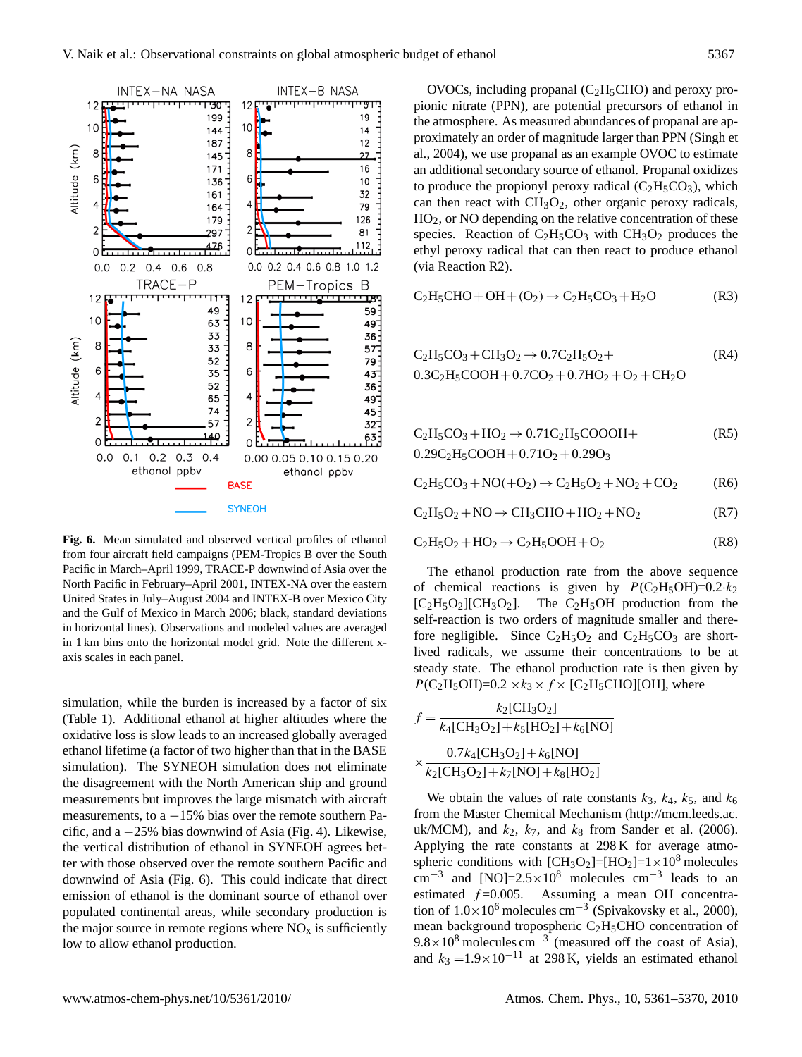**Fig. 6.** Mean simulated and observed vertical profiles of ethanol from four aircraft field campaigns (PEM-Tropics B over the South Pacific in March–April 1999, TRACE-P downwind of Asia over the North Pacific in February–April 2001, INTEX-NA over the eastern United States in July–August 2004 and INTEX-B over Mexico City and the Gulf of Mexico in March 2006; black, standard deviations in horizontal lines). Observations and modeled values are averaged in 1 km bins onto the horizontal model grid. Note the different x-axis scales in each panel.

simulation, while the burden is increased by a factor of six (Table 1). Additional ethanol at higher altitudes where the oxidative loss is slow leads to an increased globally averaged ethanol lifetime (a factor of two higher than that in the BASE simulation). The SYNEOH simulation does not eliminate the disagreement with the North American ship and ground measurements but improves the large mismatch with aircraft measurements, to a −15% bias over the remote southern Pacific, and a −25% bias downwind of Asia (Fig. 4). Likewise, the vertical distribution of ethanol in SYNEOH agrees better with those observed over the remote southern Pacific and downwind of Asia (Fig. 6). This could indicate that direct emission of ethanol is the dominant source of ethanol over populated continental areas, while secondary production is the major source in remote regions where $NO_x$ is sufficiently low to allow ethanol production.

OVOCs, including propanal ($C_2H_5CHO$) and peroxy propionic nitrate (PPN), are potential precursors of ethanol in the atmosphere. As measured abundances of propanal are approximately an order of magnitude larger than PPN (Singh et al., 2004), we use propanal as an example OVOC to estimate an additional secondary source of ethanol. Propanal oxidizes to produce the propionyl peroxy radical ($C_2H_5CO_3$), which can then react with $CH_3O_2$, other organic peroxy radicals, $HO_2$, or NO depending on the relative concentration of these species. Reaction of $C_2H_5CO_3$ with $CH_3O_2$ produces the ethyl peroxy radical that can then react to produce ethanol (via Reaction R2).

$$C_2H_5CHO + OH + (O_2) \rightarrow C_2H_5CO_3 + H_2O \qquad \text{(R3)}$$

$$C_2H_5CO_3 + CH_3O_2 \rightarrow 0.7C_2H_5O_2 + 0.3C_2H_5COOH + 0.7CO_2 + 0.7HO_2 + O_2 + CH_2O \qquad \text{(R4)}$$

$$C_2H_5CO_3 + HO_2 \rightarrow 0.71C_2H_5COOOH + 0.29C_2H_5COOH + 0.71O_2 + 0.29O_3 \qquad \text{(R5)}$$

$$C_2H_5CO_3 + NO(+O_2) \rightarrow C_2H_5O_2 + NO_2 + CO_2 \qquad \text{(R6)}$$

$$C_2H_5O_2 + NO \rightarrow CH_3CHO + HO_2 + NO_2 \qquad \text{(R7)}$$

$$C_2H_5O_2 + HO_2 \rightarrow C_2H_5OOH + O_2 \qquad \text{(R8)}$$

The ethanol production rate from the above sequence of chemical reactions is given by $P(C_2H_5OH) = 0.2 \cdot k_2 [C_2H_5O_2][CH_3O_2]$. The $C_2H_5OH$ production from the self-reaction is two orders of magnitude smaller and therefore negligible. Since $C_2H_5O_2$ and $C_2H_5CO_3$ are short-lived radicals, we assume their concentrations to be at steady state. The ethanol production rate is then given by $P(C_2H_5OH) = 0.2 \times k_3 \times f \times [C_2H_5CHO][OH]$, where

$$f = \frac{k_2[CH_3O_2]}{k_4[CH_3O_2] + k_5[HO_2] + k_6[NO]} \times \frac{0.7k_4[CH_3O_2] + k_6[NO]}{k_2[CH_3O_2] + k_7[NO] + k_8[HO_2]}$$

We obtain the values of rate constants $k_3$, $k_4$, $k_5$, and $k_6$ from the Master Chemical Mechanism (http://mcm.leeds.ac.uk/MCM), and $k_2$, $k_7$, and $k_8$ from Sander et al. (2006). Applying the rate constants at 298 K for average atmospheric conditions with $[CH_3O_2] = [HO_2] = 1 \times 10^8$ molecules cm$^{-3}$ and $[NO] = 2.5 \times 10^8$ molecules cm$^{-3}$ leads to an estimated $f = 0.005$. Assuming a mean OH concentration of $1.0 \times 10^6$ molecules cm$^{-3}$ (Spivakovsky et al., 2000), mean background tropospheric $C_2H_5CHO$ concentration of $9.8 \times 10^8$ molecules cm$^{-3}$ (measured off the coast of Asia), and $k_3 = 1.9 \times 10^{-11}$ at 298 K, yields an estimated ethanol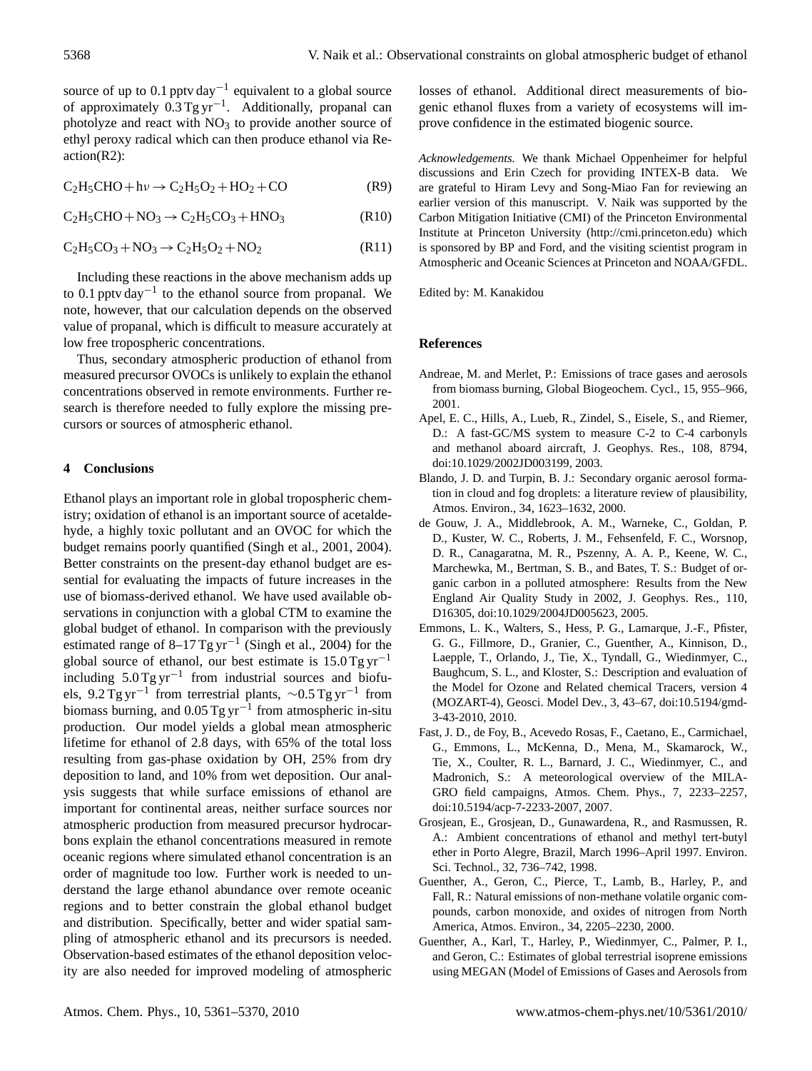source of up to 0.1 pptv $day^{-1}$ equivalent to a global source of approximately 0.3 Tg $yr^{-1}$. Additionally, propanal can photolyze and react with $NO_3$ to provide another source of ethyl peroxy radical which can then produce ethanol via Reaction(R2):

$$C_2H_5CHO + h\nu \rightarrow C_2H_5O_2 + HO_2 + CO \quad \text{(R9)}$$

$$C_2H_5CHO + NO_3 \rightarrow C_2H_5CO_3 + HNO_3 \quad \text{(R10)}$$

$$C_2H_5CO_3 + NO_3 \rightarrow C_2H_5O_2 + NO_2 \quad \text{(R11)}$$

Including these reactions in the above mechanism adds up to 0.1 pptv $day^{-1}$ to the ethanol source from propanal. We note, however, that our calculation depends on the observed value of propanal, which is difficult to measure accurately at low free tropospheric concentrations.

Thus, secondary atmospheric production of ethanol from measured precursor OVOCs is unlikely to explain the ethanol concentrations observed in remote environments. Further research is therefore needed to fully explore the missing precursors or sources of atmospheric ethanol.

## 4 Conclusions

Ethanol plays an important role in global tropospheric chemistry; oxidation of ethanol is an important source of acetaldehyde, a highly toxic pollutant and an OVOC for which the budget remains poorly quantified (Singh et al., 2001, 2004). Better constraints on the present-day ethanol budget are essential for evaluating the impacts of future increases in the use of biomass-derived ethanol. We have used available observations in conjunction with a global CTM to examine the global budget of ethanol. In comparison with the previously estimated range of 8–17 Tg $yr^{-1}$ (Singh et al., 2004) for the global source of ethanol, our best estimate is 15.0 Tg $yr^{-1}$ including 5.0 Tg $yr^{-1}$ from industrial sources and biofuels, 9.2 Tg $yr^{-1}$ from terrestrial plants, ∼0.5 Tg $yr^{-1}$ from biomass burning, and 0.05 Tg $yr^{-1}$ from atmospheric in-situ production. Our model yields a global mean atmospheric lifetime for ethanol of 2.8 days, with 65% of the total loss resulting from gas-phase oxidation by OH, 25% from dry deposition to land, and 10% from wet deposition. Our analysis suggests that while surface emissions of ethanol are important for continental areas, neither surface sources nor atmospheric production from measured precursor hydrocarbons explain the ethanol concentrations measured in remote oceanic regions where simulated ethanol concentration is an order of magnitude too low. Further work is needed to understand the large ethanol abundance over remote oceanic regions and to better constrain the global ethanol budget and distribution. Specifically, better and wider spatial sampling of atmospheric ethanol and its precursors is needed. Observation-based estimates of the ethanol deposition velocity are also needed for improved modeling of atmospheric losses of ethanol. Additional direct measurements of biogenic ethanol fluxes from a variety of ecosystems will improve confidence in the estimated biogenic source.

*Acknowledgements.* We thank Michael Oppenheimer for helpful discussions and Erin Czech for providing INTEX-B data. We are grateful to Hiram Levy and Song-Miao Fan for reviewing an earlier version of this manuscript. V. Naik was supported by the Carbon Mitigation Initiative (CMI) of the Princeton Environmental Institute at Princeton University (http://cmi.princeton.edu) which is sponsored by BP and Ford, and the visiting scientist program in Atmospheric and Oceanic Sciences at Princeton and NOAA/GFDL.

Edited by: M. Kanakidou

## References

Andreae, M. and Merlet, P.: Emissions of trace gases and aerosols from biomass burning, Global Biogeochem. Cycl., 15, 955–966, 2001.

Apel, E. C., Hills, A., Lueb, R., Zindel, S., Eisele, S., and Riemer, D.: A fast-GC/MS system to measure C-2 to C-4 carbonyls and methanol aboard aircraft, J. Geophys. Res., 108, 8794, doi:10.1029/2002JD003199, 2003.

Blando, J. D. and Turpin, B. J.: Secondary organic aerosol formation in cloud and fog droplets: a literature review of plausibility, Atmos. Environ., 34, 1623–1632, 2000.

de Gouw, J. A., Middlebrook, A. M., Warneke, C., Goldan, P. D., Kuster, W. C., Roberts, J. M., Fehsenfeld, F. C., Worsnop, D. R., Canagaratna, M. R., Pszenny, A. A. P., Keene, W. C., Marchewka, M., Bertman, S. B., and Bates, T. S.: Budget of organic carbon in a polluted atmosphere: Results from the New England Air Quality Study in 2002, J. Geophys. Res., 110, D16305, doi:10.1029/2004JD005623, 2005.

Emmons, L. K., Walters, S., Hess, P. G., Lamarque, J.-F., Pfister, G. G., Fillmore, D., Granier, C., Guenther, A., Kinnison, D., Laepple, T., Orlando, J., Tie, X., Tyndall, G., Wiedinmyer, C., Baughcum, S. L., and Kloster, S.: Description and evaluation of the Model for Ozone and Related chemical Tracers, version 4 (MOZART-4), Geosci. Model Dev., 3, 43–67, doi:10.5194/gmd-3-43-2010, 2010.

Fast, J. D., de Foy, B., Acevedo Rosas, F., Caetano, E., Carmichael, G., Emmons, L., McKenna, D., Mena, M., Skamarock, W., Tie, X., Coulter, R. L., Barnard, J. C., Wiedinmyer, C., and Madronich, S.: A meteorological overview of the MILAGRO field campaigns, Atmos. Chem. Phys., 7, 2233–2257, doi:10.5194/acp-7-2233-2007, 2007.

Grosjean, E., Grosjean, D., Gunawardena, R., and Rasmussen, R. A.: Ambient concentrations of ethanol and methyl tert-butyl ether in Porto Alegre, Brazil, March 1996–April 1997. Environ. Sci. Technol., 32, 736–742, 1998.

Guenther, A., Geron, C., Pierce, T., Lamb, B., Harley, P., and Fall, R.: Natural emissions of non-methane volatile organic compounds, carbon monoxide, and oxides of nitrogen from North America, Atmos. Environ., 34, 2205–2230, 2000.

Guenther, A., Karl, T., Harley, P., Wiedinmyer, C., Palmer, P. I., and Geron, C.: Estimates of global terrestrial isoprene emissions using MEGAN (Model of Emissions of Gases and Aerosols from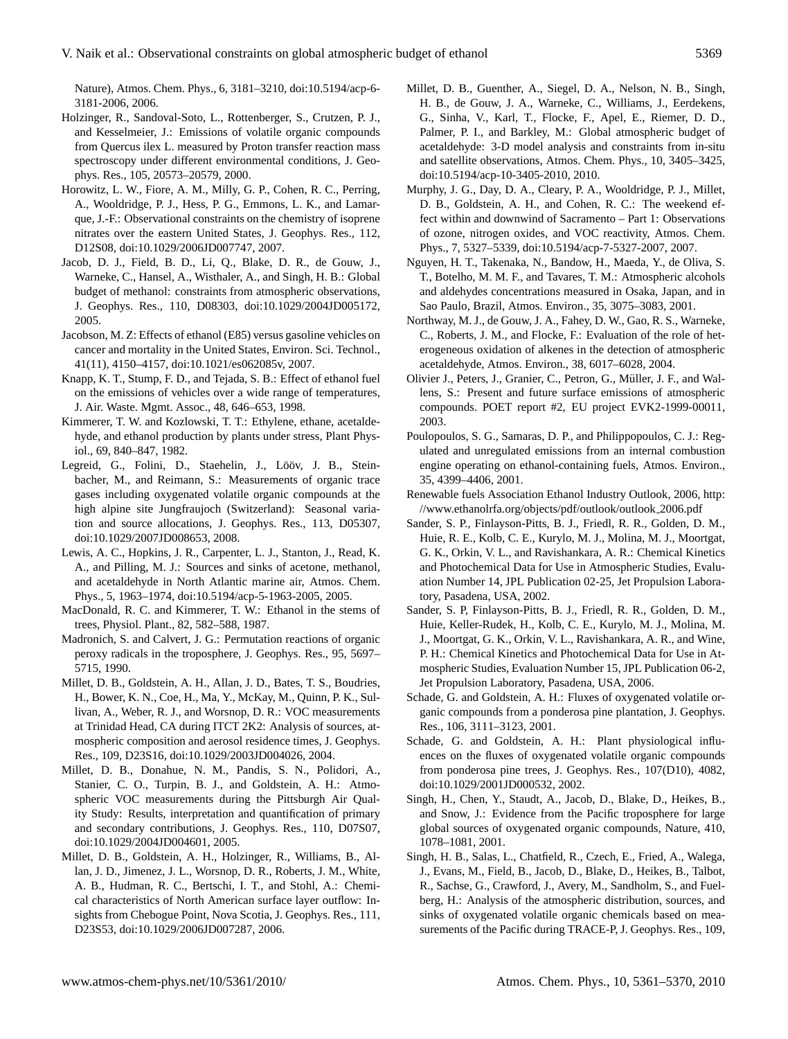Nature), Atmos. Chem. Phys., 6, 3181–3210, doi:10.5194/acp-6-3181-2006, 2006.

Holzinger, R., Sandoval-Soto, L., Rottenberger, S., Crutzen, P. J., and Kesselmeier, J.: Emissions of volatile organic compounds from Quercus ilex L. measured by Proton transfer reaction mass spectroscopy under different environmental conditions, J. Geophys. Res., 105, 20573–20579, 2000.

Horowitz, L. W., Fiore, A. M., Milly, G. P., Cohen, R. C., Perring, A., Wooldridge, P. J., Hess, P. G., Emmons, L. K., and Lamarque, J.-F.: Observational constraints on the chemistry of isoprene nitrates over the eastern United States, J. Geophys. Res., 112, D12S08, doi:10.1029/2006JD007747, 2007.

Jacob, D. J., Field, B. D., Li, Q., Blake, D. R., de Gouw, J., Warneke, C., Hansel, A., Wisthaler, A., and Singh, H. B.: Global budget of methanol: constraints from atmospheric observations, J. Geophys. Res., 110, D08303, doi:10.1029/2004JD005172, 2005.

Jacobson, M. Z: Effects of ethanol (E85) versus gasoline vehicles on cancer and mortality in the United States, Environ. Sci. Technol., 41(11), 4150–4157, doi:10.1021/es062085v, 2007.

Knapp, K. T., Stump, F. D., and Tejada, S. B.: Effect of ethanol fuel on the emissions of vehicles over a wide range of temperatures, J. Air. Waste. Mgmt. Assoc., 48, 646–653, 1998.

Kimmerer, T. W. and Kozlowski, T. T.: Ethylene, ethane, acetaldehyde, and ethanol production by plants under stress, Plant Physiol., 69, 840–847, 1982.

Legreid, G., Folini, D., Staehelin, J., Lööv, J. B., Steinbacher, M., and Reimann, S.: Measurements of organic trace gases including oxygenated volatile organic compounds at the high alpine site Jungfraujoch (Switzerland): Seasonal variation and source allocations, J. Geophys. Res., 113, D05307, doi:10.1029/2007JD008653, 2008.

Lewis, A. C., Hopkins, J. R., Carpenter, L. J., Stanton, J., Read, K. A., and Pilling, M. J.: Sources and sinks of acetone, methanol, and acetaldehyde in North Atlantic marine air, Atmos. Chem. Phys., 5, 1963–1974, doi:10.5194/acp-5-1963-2005, 2005.

MacDonald, R. C. and Kimmerer, T. W.: Ethanol in the stems of trees, Physiol. Plant., 82, 582–588, 1987.

Madronich, S. and Calvert, J. G.: Permutation reactions of organic peroxy radicals in the troposphere, J. Geophys. Res., 95, 5697–5715, 1990.

Millet, D. B., Goldstein, A. H., Allan, J. D., Bates, T. S., Boudries, H., Bower, K. N., Coe, H., Ma, Y., McKay, M., Quinn, P. K., Sullivan, A., Weber, R. J., and Worsnop, D. R.: VOC measurements at Trinidad Head, CA during ITCT 2K2: Analysis of sources, atmospheric composition and aerosol residence times, J. Geophys. Res., 109, D23S16, doi:10.1029/2003JD004026, 2004.

Millet, D. B., Donahue, N. M., Pandis, S. N., Polidori, A., Stanier, C. O., Turpin, B. J., and Goldstein, A. H.: Atmospheric VOC measurements during the Pittsburgh Air Quality Study: Results, interpretation and quantification of primary and secondary contributions, J. Geophys. Res., 110, D07S07, doi:10.1029/2004JD004601, 2005.

Millet, D. B., Goldstein, A. H., Holzinger, R., Williams, B., Allan, J. D., Jimenez, J. L., Worsnop, D. R., Roberts, J. M., White, A. B., Hudman, R. C., Bertschi, I. T., and Stohl, A.: Chemical characteristics of North American surface layer outflow: Insights from Chebogue Point, Nova Scotia, J. Geophys. Res., 111, D23S53, doi:10.1029/2006JD007287, 2006.

Millet, D. B., Guenther, A., Siegel, D. A., Nelson, N. B., Singh, H. B., de Gouw, J. A., Warneke, C., Williams, J., Eerdekens, G., Sinha, V., Karl, T., Flocke, F., Apel, E., Riemer, D. D., Palmer, P. I., and Barkley, M.: Global atmospheric budget of acetaldehyde: 3-D model analysis and constraints from in-situ and satellite observations, Atmos. Chem. Phys., 10, 3405–3425, doi:10.5194/acp-10-3405-2010, 2010.

Murphy, J. G., Day, D. A., Cleary, P. A., Wooldridge, P. J., Millet, D. B., Goldstein, A. H., and Cohen, R. C.: The weekend effect within and downwind of Sacramento – Part 1: Observations of ozone, nitrogen oxides, and VOC reactivity, Atmos. Chem. Phys., 7, 5327–5339, doi:10.5194/acp-7-5327-2007, 2007.

Nguyen, H. T., Takenaka, N., Bandow, H., Maeda, Y., de Oliva, S. T., Botelho, M. M. F., and Tavares, T. M.: Atmospheric alcohols and aldehydes concentrations measured in Osaka, Japan, and in Sao Paulo, Brazil, Atmos. Environ., 35, 3075–3083, 2001.

Northway, M. J., de Gouw, J. A., Fahey, D. W., Gao, R. S., Warneke, C., Roberts, J. M., and Flocke, F.: Evaluation of the role of heterogeneous oxidation of alkenes in the detection of atmospheric acetaldehyde, Atmos. Environ., 38, 6017–6028, 2004.

Olivier J., Peters, J., Granier, C., Petron, G., Müller, J. F., and Wallens, S.: Present and future surface emissions of atmospheric compounds. POET report #2, EU project EVK2-1999-00011, 2003.

Poulopoulos, S. G., Samaras, D. P., and Philippopoulos, C. J.: Regulated and unregulated emissions from an internal combustion engine operating on ethanol-containing fuels, Atmos. Environ., 35, 4399–4406, 2001.

Renewable fuels Association Ethanol Industry Outlook, 2006, http://www.ethanolrfa.org/objects/pdf/outlook/outlook_2006.pdf

Sander, S. P., Finlayson-Pitts, B. J., Friedl, R. R., Golden, D. M., Huie, R. E., Kolb, C. E., Kurylo, M. J., Molina, M. J., Moortgat, G. K., Orkin, V. L., and Ravishankara, A. R.: Chemical Kinetics and Photochemical Data for Use in Atmospheric Studies, Evaluation Number 14, JPL Publication 02-25, Jet Propulsion Laboratory, Pasadena, USA, 2002.

Sander, S. P, Finlayson-Pitts, B. J., Friedl, R. R., Golden, D. M., Huie, Keller-Rudek, H., Kolb, C. E., Kurylo, M. J., Molina, M. J., Moortgat, G. K., Orkin, V. L., Ravishankara, A. R., and Wine, P. H.: Chemical Kinetics and Photochemical Data for Use in Atmospheric Studies, Evaluation Number 15, JPL Publication 06-2, Jet Propulsion Laboratory, Pasadena, USA, 2006.

Schade, G. and Goldstein, A. H.: Fluxes of oxygenated volatile organic compounds from a ponderosa pine plantation, J. Geophys. Res., 106, 3111–3123, 2001.

Schade, G. and Goldstein, A. H.: Plant physiological influences on the fluxes of oxygenated volatile organic compounds from ponderosa pine trees, J. Geophys. Res., 107(D10), 4082, doi:10.1029/2001JD000532, 2002.

Singh, H., Chen, Y., Staudt, A., Jacob, D., Blake, D., Heikes, B., and Snow, J.: Evidence from the Pacific troposphere for large global sources of oxygenated organic compounds, Nature, 410, 1078–1081, 2001.

Singh, H. B., Salas, L., Chatfield, R., Czech, E., Fried, A., Walega, J., Evans, M., Field, B., Jacob, D., Blake, D., Heikes, B., Talbot, R., Sachse, G., Crawford, J., Avery, M., Sandholm, S., and Fuelberg, H.: Analysis of the atmospheric distribution, sources, and sinks of oxygenated volatile organic chemicals based on measurements of the Pacific during TRACE-P, J. Geophys. Res., 109,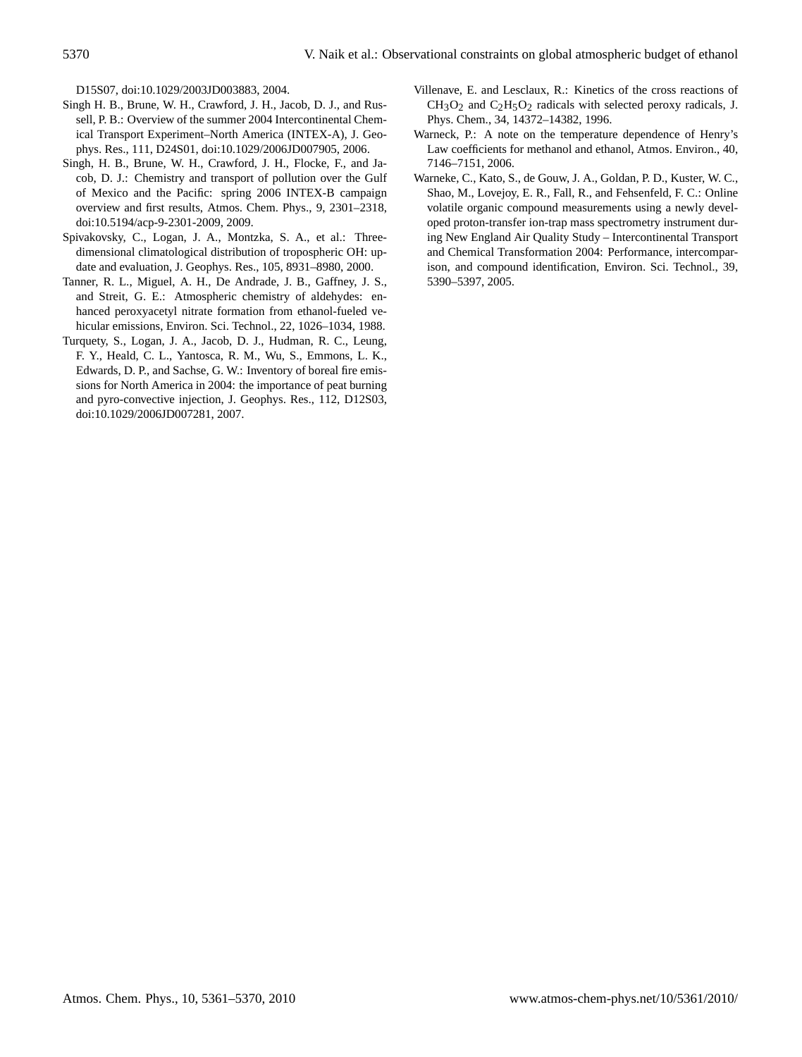D15S07, doi:10.1029/2003JD003883, 2004.

Singh H. B., Brune, W. H., Crawford, J. H., Jacob, D. J., and Russell, P. B.: Overview of the summer 2004 Intercontinental Chemical Transport Experiment–North America (INTEX-A), J. Geophys. Res., 111, D24S01, doi:10.1029/2006JD007905, 2006.

Singh, H. B., Brune, W. H., Crawford, J. H., Flocke, F., and Jacob, D. J.: Chemistry and transport of pollution over the Gulf of Mexico and the Pacific: spring 2006 INTEX-B campaign overview and first results, Atmos. Chem. Phys., 9, 2301–2318, doi:10.5194/acp-9-2301-2009, 2009.

Spivakovsky, C., Logan, J. A., Montzka, S. A., et al.: Three-dimensional climatological distribution of tropospheric OH: update and evaluation, J. Geophys. Res., 105, 8931–8980, 2000.

Tanner, R. L., Miguel, A. H., De Andrade, J. B., Gaffney, J. S., and Streit, G. E.: Atmospheric chemistry of aldehydes: enhanced peroxyacetyl nitrate formation from ethanol-fueled vehicular emissions, Environ. Sci. Technol., 22, 1026–1034, 1988.

Turquety, S., Logan, J. A., Jacob, D. J., Hudman, R. C., Leung, F. Y., Heald, C. L., Yantosca, R. M., Wu, S., Emmons, L. K., Edwards, D. P., and Sachse, G. W.: Inventory of boreal fire emissions for North America in 2004: the importance of peat burning and pyro-convective injection, J. Geophys. Res., 112, D12S03, doi:10.1029/2006JD007281, 2007.

Villenave, E. and Lesclaux, R.: Kinetics of the cross reactions of $CH_3O_2$ and $C_2H_5O_2$ radicals with selected peroxy radicals, J. Phys. Chem., 34, 14372–14382, 1996.

Warneck, P.: A note on the temperature dependence of Henry's Law coefficients for methanol and ethanol, Atmos. Environ., 40, 7146–7151, 2006.

Warneke, C., Kato, S., de Gouw, J. A., Goldan, P. D., Kuster, W. C., Shao, M., Lovejoy, E. R., Fall, R., and Fehsenfeld, F. C.: Online volatile organic compound measurements using a newly developed proton-transfer ion-trap mass spectrometry instrument during New England Air Quality Study – Intercontinental Transport and Chemical Transformation 2004: Performance, intercomparison, and compound identification, Environ. Sci. Technol., 39, 5390–5397, 2005.